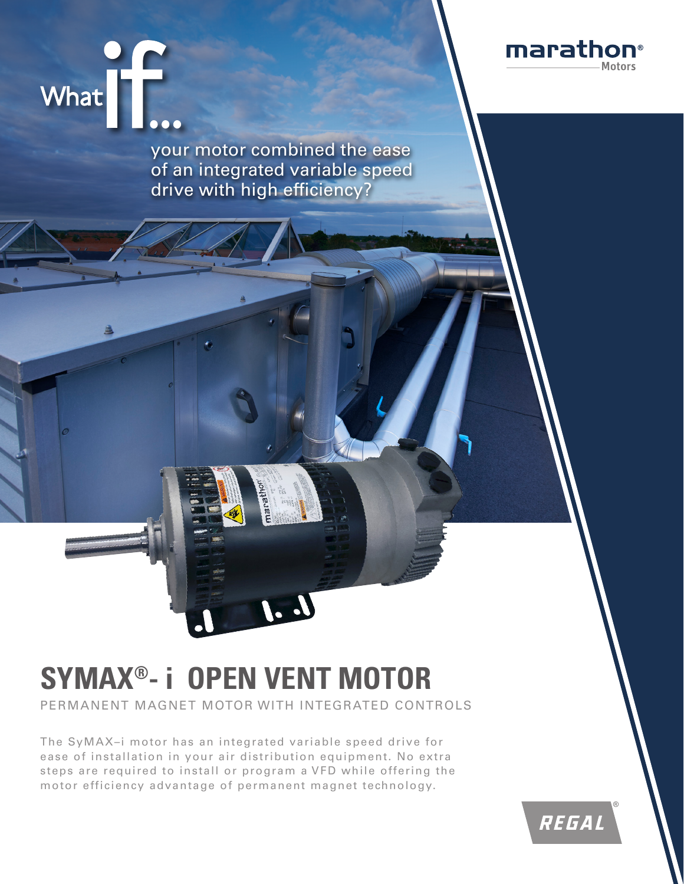marathon® Motors

What if...

your motor combined the ease of an integrated variable speed drive with high efficiency?

# SYMAX®- i OPEN VENT MOTOR

PERMANENT MAGNET MOTOR WITH INTEGRATED CONTROLS

The SyMAX–i motor has an integrated variable speed drive for ease of installation in your air distribution equipment. No extra steps are required to install or program a VFD while offering the motor efficiency advantage of permanent magnet technology.

REGAL®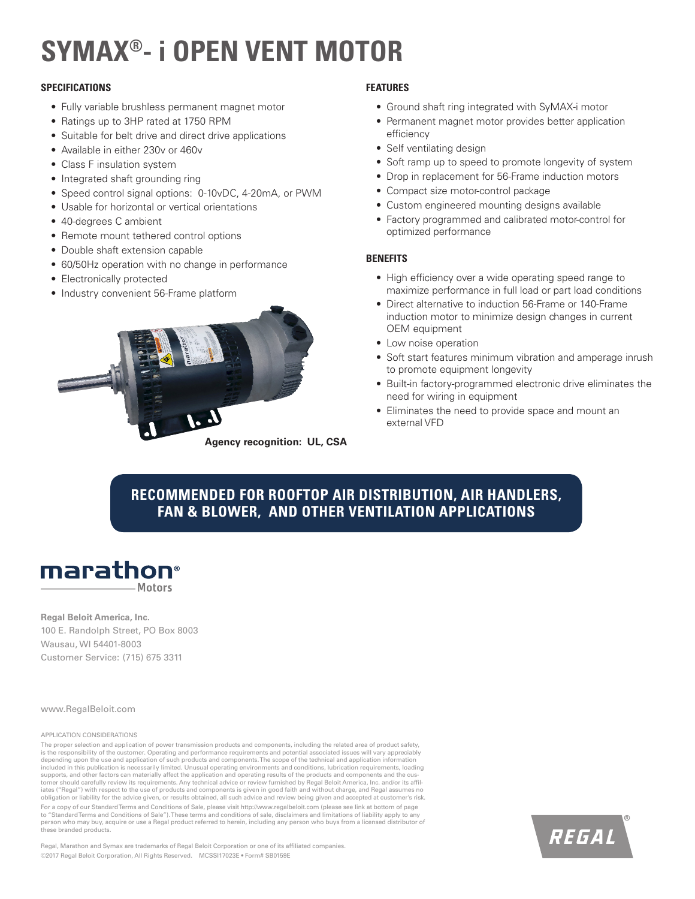# SYMAX®- i OPEN VENT MOTOR

## SPECIFICATIONS

- Fully variable brushless permanent magnet motor
- Ratings up to 3HP rated at 1750 RPM
- Suitable for belt drive and direct drive applications
- Available in either 230v or 460v
- Class F insulation system
- Integrated shaft grounding ring
- Speed control signal options: 0-10vDC, 4-20mA, or PWM
- Usable for horizontal or vertical orientations
- 40-degrees C ambient
- Remote mount tethered control options
- Double shaft extension capable
- 60/50Hz operation with no change in performance
- Electronically protected
- Industry convenient 56-Frame platform

**Agency recognition: UL, CSA**

## FEATURES

- Ground shaft ring integrated with SyMAX-i motor
- Permanent magnet motor provides better application efficiency
- Self ventilating design
- Soft ramp up to speed to promote longevity of system
- Drop in replacement for 56-Frame induction motors
- Compact size motor-control package
- Custom engineered mounting designs available
- Factory programmed and calibrated motor-control for optimized performance

## BENEFITS

- High efficiency over a wide operating speed range to maximize performance in full load or part load conditions
- Direct alternative to induction 56-Frame or 140-Frame induction motor to minimize design changes in current OEM equipment
- Low noise operation
- Soft start features minimum vibration and amperage inrush to promote equipment longevity
- Built-in factory-programmed electronic drive eliminates the need for wiring in equipment
- Eliminates the need to provide space and mount an external VFD

**RECOMMENDED FOR ROOFTOP AIR DISTRIBUTION, AIR HANDLERS, FAN & BLOWER, AND OTHER VENTILATION APPLICATIONS**

marathon® Motors

**Regal Beloit America, Inc.**
100 E. Randolph Street, PO Box 8003
Wausau, WI 54401-8003
Customer Service: (715) 675 3311

www.RegalBeloit.com

APPLICATION CONSIDERATIONS

The proper selection and application of power transmission products and components, including the related area of product safety, is the responsibility of the customer. Operating and performance requirements and potential associated issues will vary appreciably depending upon the use and application of such products and components. The scope of the technical and application information included in this publication is necessarily limited. Unusual operating environments and conditions, lubrication requirements, loading supports, and other factors can materially affect the application and operating results of the products and components and the customer should carefully review its requirements. Any technical advice or review furnished by Regal Beloit America, Inc. and/or its affiliates ("Regal") with respect to the use of products and components is given in good faith and without charge, and Regal assumes no obligation or liability for the advice given, or results obtained, all such advice and review being given and accepted at customer's risk.

For a copy of our Standard Terms and Conditions of Sale, please visit http://www.regalbeloit.com (please see link at bottom of page to "Standard Terms and Conditions of Sale"). These terms and conditions of sale, disclaimers and limitations of liability apply to any person who may buy, acquire or use a Regal product referred to herein, including any person who buys from a licensed distributor of these branded products.

Regal, Marathon and Symax are trademarks of Regal Beloit Corporation or one of its affiliated companies.
©2017 Regal Beloit Corporation, All Rights Reserved. MCSSI17023E • Form# SB0159E

REGAL®